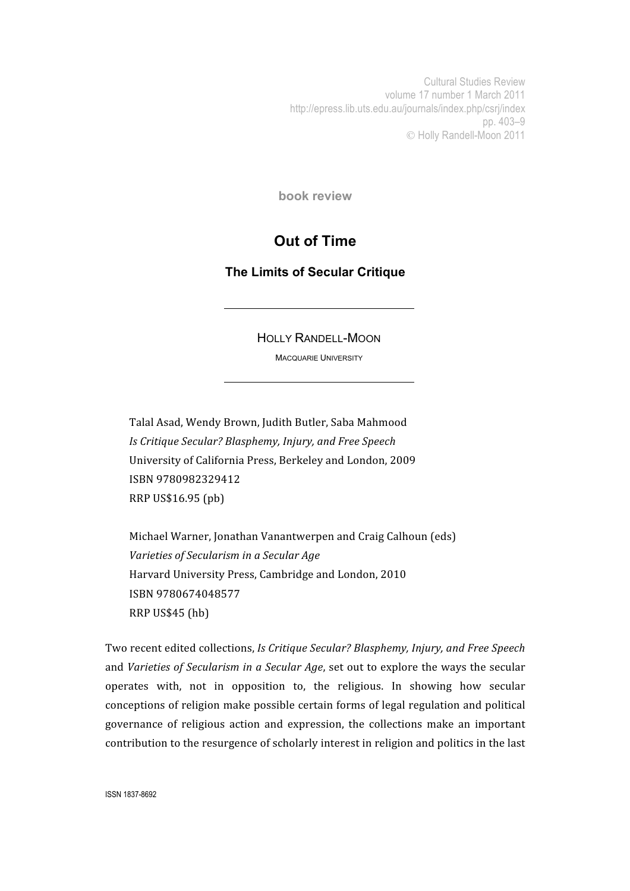book review

# Out of Time

## The Limits of Secular Critique

HOLLY RANDELL-MOON

MACQUARIE UNIVERSITY

Talal Asad, Wendy Brown, Judith Butler, Saba Mahmood
*Is Critique Secular? Blasphemy, Injury, and Free Speech*
University of California Press, Berkeley and London, 2009
ISBN 9780982329412
RRP US$16.95 (pb)

Michael Warner, Jonathan Vanantwerpen and Craig Calhoun (eds)
*Varieties of Secularism in a Secular Age*
Harvard University Press, Cambridge and London, 2010
ISBN 9780674048577
RRP US$45 (hb)

Two recent edited collections, *Is Critique Secular? Blasphemy, Injury, and Free Speech* and *Varieties of Secularism in a Secular Age*, set out to explore the ways the secular operates with, not in opposition to, the religious. In showing how secular conceptions of religion make possible certain forms of legal regulation and political governance of religious action and expression, the collections make an important contribution to the resurgence of scholarly interest in religion and politics in the last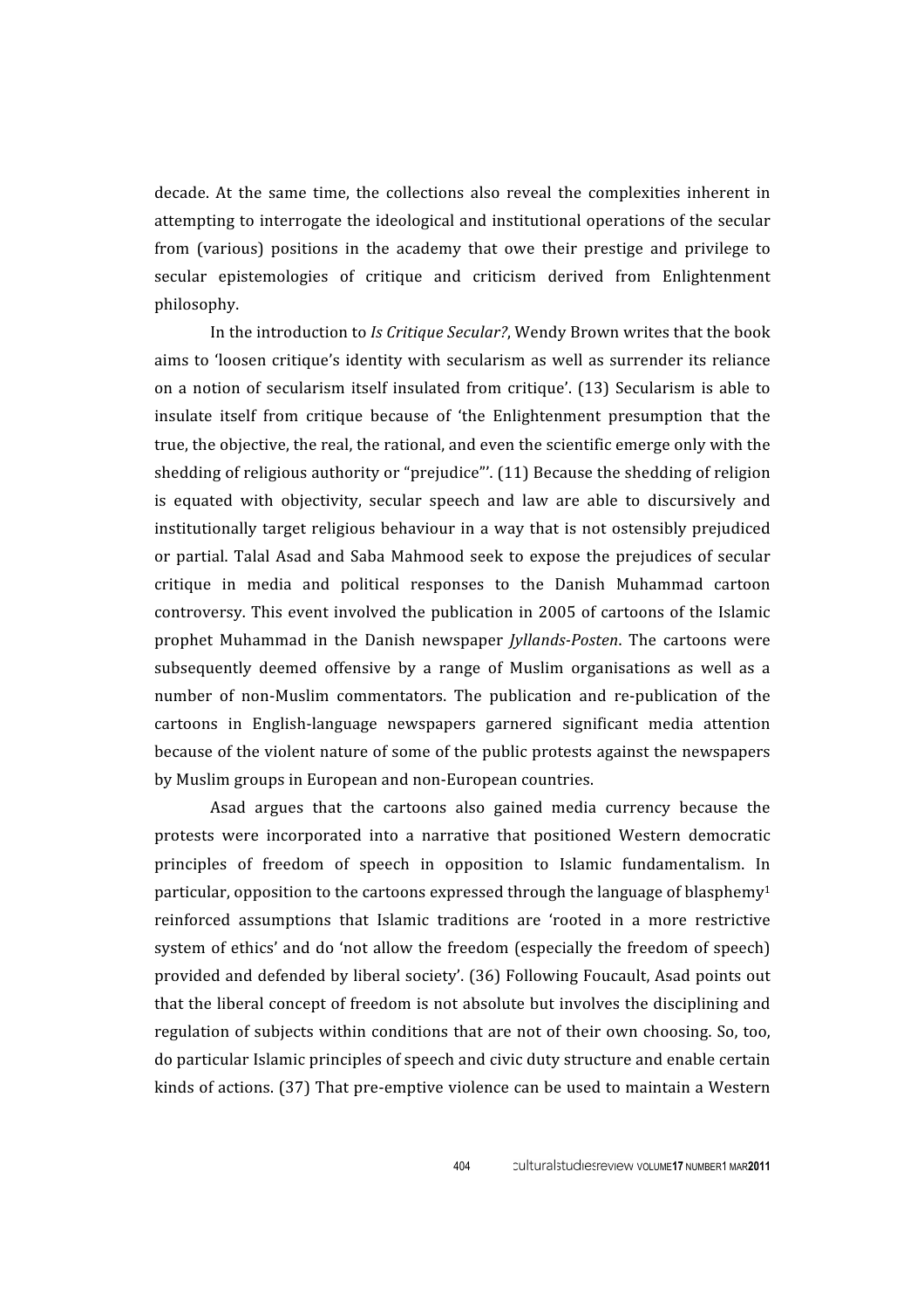decade. At the same time, the collections also reveal the complexities inherent in attempting to interrogate the ideological and institutional operations of the secular from (various) positions in the academy that owe their prestige and privilege to secular epistemologies of critique and criticism derived from Enlightenment philosophy.

In the introduction to *Is Critique Secular?*, Wendy Brown writes that the book aims to 'loosen critique's identity with secularism as well as surrender its reliance on a notion of secularism itself insulated from critique'. (13) Secularism is able to insulate itself from critique because of 'the Enlightenment presumption that the true, the objective, the real, the rational, and even the scientific emerge only with the shedding of religious authority or "prejudice"'. (11) Because the shedding of religion is equated with objectivity, secular speech and law are able to discursively and institutionally target religious behaviour in a way that is not ostensibly prejudiced or partial. Talal Asad and Saba Mahmood seek to expose the prejudices of secular critique in media and political responses to the Danish Muhammad cartoon controversy. This event involved the publication in 2005 of cartoons of the Islamic prophet Muhammad in the Danish newspaper *Jyllands-Posten*. The cartoons were subsequently deemed offensive by a range of Muslim organisations as well as a number of non-Muslim commentators. The publication and re-publication of the cartoons in English-language newspapers garnered significant media attention because of the violent nature of some of the public protests against the newspapers by Muslim groups in European and non-European countries.

Asad argues that the cartoons also gained media currency because the protests were incorporated into a narrative that positioned Western democratic principles of freedom of speech in opposition to Islamic fundamentalism. In particular, opposition to the cartoons expressed through the language of blasphemy[1] reinforced assumptions that Islamic traditions are 'rooted in a more restrictive system of ethics' and do 'not allow the freedom (especially the freedom of speech) provided and defended by liberal society'. (36) Following Foucault, Asad points out that the liberal concept of freedom is not absolute but involves the disciplining and regulation of subjects within conditions that are not of their own choosing. So, too, do particular Islamic principles of speech and civic duty structure and enable certain kinds of actions. (37) That pre-emptive violence can be used to maintain a Western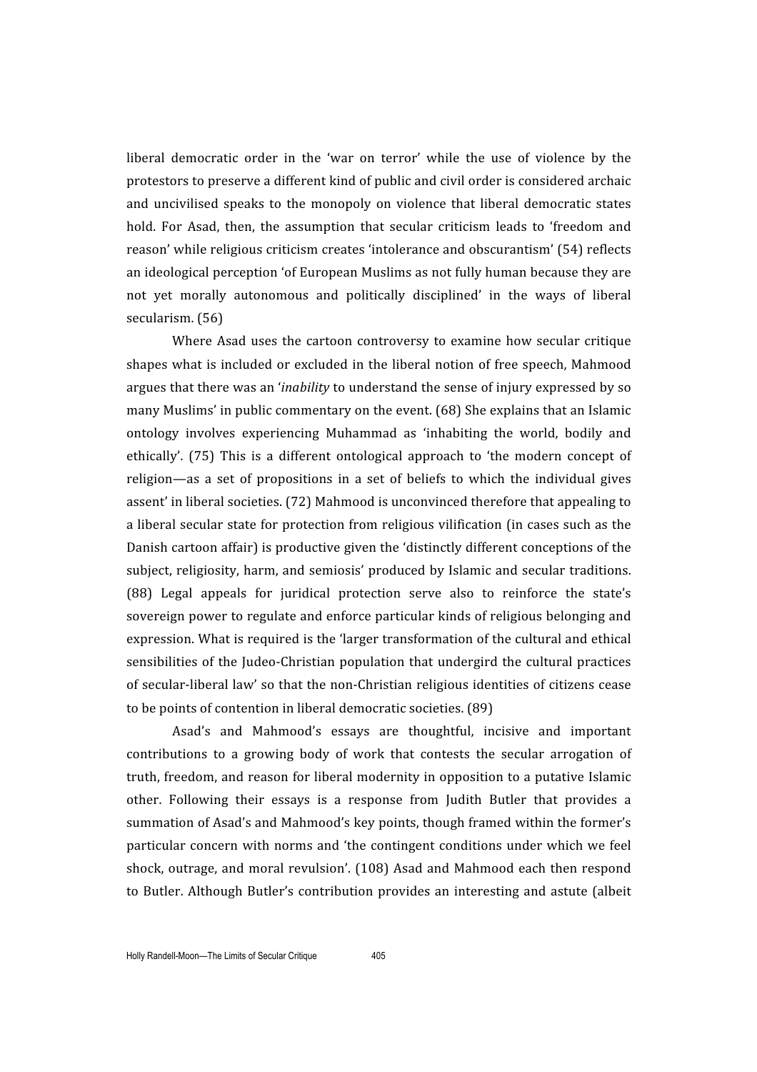liberal democratic order in the 'war on terror' while the use of violence by the protestors to preserve a different kind of public and civil order is considered archaic and uncivilised speaks to the monopoly on violence that liberal democratic states hold. For Asad, then, the assumption that secular criticism leads to 'freedom and reason' while religious criticism creates 'intolerance and obscurantism' (54) reflects an ideological perception 'of European Muslims as not fully human because they are not yet morally autonomous and politically disciplined' in the ways of liberal secularism. (56)

Where Asad uses the cartoon controversy to examine how secular critique shapes what is included or excluded in the liberal notion of free speech, Mahmood argues that there was an '*inability* to understand the sense of injury expressed by so many Muslims' in public commentary on the event. (68) She explains that an Islamic ontology involves experiencing Muhammad as 'inhabiting the world, bodily and ethically'. (75) This is a different ontological approach to 'the modern concept of religion—as a set of propositions in a set of beliefs to which the individual gives assent' in liberal societies. (72) Mahmood is unconvinced therefore that appealing to a liberal secular state for protection from religious vilification (in cases such as the Danish cartoon affair) is productive given the 'distinctly different conceptions of the subject, religiosity, harm, and semiosis' produced by Islamic and secular traditions. (88) Legal appeals for juridical protection serve also to reinforce the state's sovereign power to regulate and enforce particular kinds of religious belonging and expression. What is required is the 'larger transformation of the cultural and ethical sensibilities of the Judeo-Christian population that undergird the cultural practices of secular-liberal law' so that the non-Christian religious identities of citizens cease to be points of contention in liberal democratic societies. (89)

Asad's and Mahmood's essays are thoughtful, incisive and important contributions to a growing body of work that contests the secular arrogation of truth, freedom, and reason for liberal modernity in opposition to a putative Islamic other. Following their essays is a response from Judith Butler that provides a summation of Asad's and Mahmood's key points, though framed within the former's particular concern with norms and 'the contingent conditions under which we feel shock, outrage, and moral revulsion'. (108) Asad and Mahmood each then respond to Butler. Although Butler's contribution provides an interesting and astute (albeit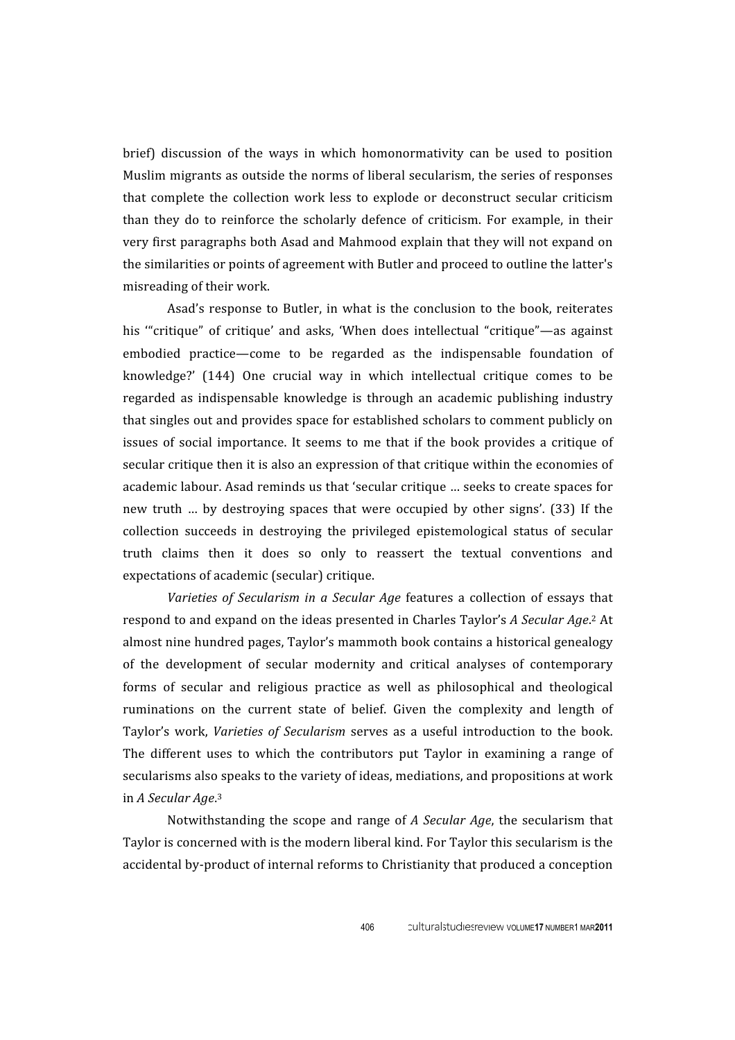brief) discussion of the ways in which homonormativity can be used to position Muslim migrants as outside the norms of liberal secularism, the series of responses that complete the collection work less to explode or deconstruct secular criticism than they do to reinforce the scholarly defence of criticism. For example, in their very first paragraphs both Asad and Mahmood explain that they will not expand on the similarities or points of agreement with Butler and proceed to outline the latter's misreading of their work.

Asad's response to Butler, in what is the conclusion to the book, reiterates his '"critique" of critique' and asks, 'When does intellectual "critique"—as against embodied practice—come to be regarded as the indispensable foundation of knowledge?' (144) One crucial way in which intellectual critique comes to be regarded as indispensable knowledge is through an academic publishing industry that singles out and provides space for established scholars to comment publicly on issues of social importance. It seems to me that if the book provides a critique of secular critique then it is also an expression of that critique within the economies of academic labour. Asad reminds us that 'secular critique … seeks to create spaces for new truth … by destroying spaces that were occupied by other signs'. (33) If the collection succeeds in destroying the privileged epistemological status of secular truth claims then it does so only to reassert the textual conventions and expectations of academic (secular) critique.

*Varieties of Secularism in a Secular Age* features a collection of essays that respond to and expand on the ideas presented in Charles Taylor's *A Secular Age*.[2] At almost nine hundred pages, Taylor's mammoth book contains a historical genealogy of the development of secular modernity and critical analyses of contemporary forms of secular and religious practice as well as philosophical and theological ruminations on the current state of belief. Given the complexity and length of Taylor's work, *Varieties of Secularism* serves as a useful introduction to the book. The different uses to which the contributors put Taylor in examining a range of secularisms also speaks to the variety of ideas, mediations, and propositions at work in *A Secular Age*.[3]

Notwithstanding the scope and range of *A Secular Age*, the secularism that Taylor is concerned with is the modern liberal kind. For Taylor this secularism is the accidental by-product of internal reforms to Christianity that produced a conception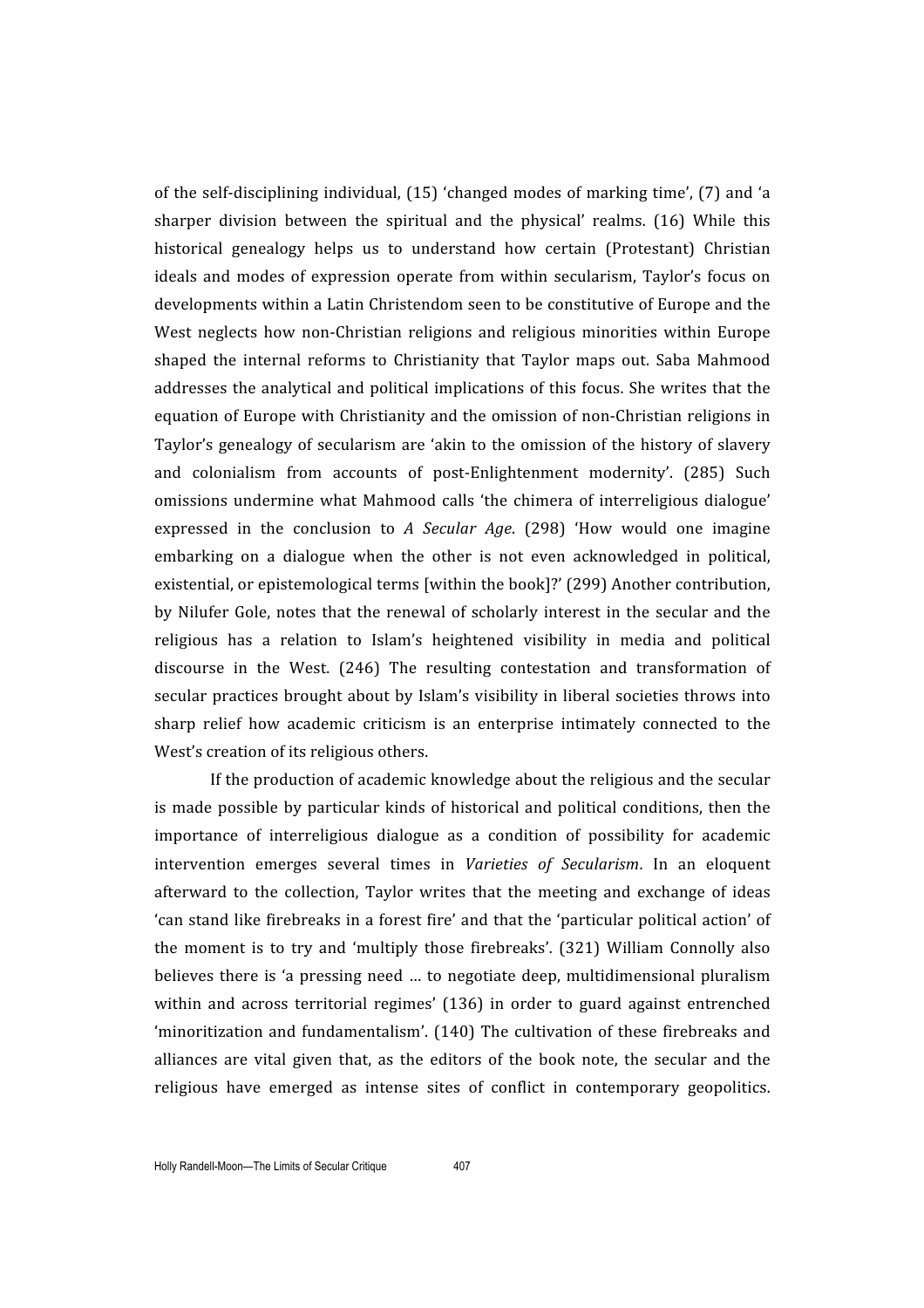of the self-disciplining individual, (15) 'changed modes of marking time', (7) and 'a sharper division between the spiritual and the physical' realms. (16) While this historical genealogy helps us to understand how certain (Protestant) Christian ideals and modes of expression operate from within secularism, Taylor's focus on developments within a Latin Christendom seen to be constitutive of Europe and the West neglects how non-Christian religions and religious minorities within Europe shaped the internal reforms to Christianity that Taylor maps out. Saba Mahmood addresses the analytical and political implications of this focus. She writes that the equation of Europe with Christianity and the omission of non-Christian religions in Taylor's genealogy of secularism are 'akin to the omission of the history of slavery and colonialism from accounts of post-Enlightenment modernity'. (285) Such omissions undermine what Mahmood calls 'the chimera of interreligious dialogue' expressed in the conclusion to *A Secular Age*. (298) 'How would one imagine embarking on a dialogue when the other is not even acknowledged in political, existential, or epistemological terms [within the book]?' (299) Another contribution, by Nilufer Gole, notes that the renewal of scholarly interest in the secular and the religious has a relation to Islam's heightened visibility in media and political discourse in the West. (246) The resulting contestation and transformation of secular practices brought about by Islam's visibility in liberal societies throws into sharp relief how academic criticism is an enterprise intimately connected to the West's creation of its religious others.

If the production of academic knowledge about the religious and the secular is made possible by particular kinds of historical and political conditions, then the importance of interreligious dialogue as a condition of possibility for academic intervention emerges several times in *Varieties of Secularism*. In an eloquent afterward to the collection, Taylor writes that the meeting and exchange of ideas 'can stand like firebreaks in a forest fire' and that the 'particular political action' of the moment is to try and 'multiply those firebreaks'. (321) William Connolly also believes there is 'a pressing need … to negotiate deep, multidimensional pluralism within and across territorial regimes' (136) in order to guard against entrenched 'minoritization and fundamentalism'. (140) The cultivation of these firebreaks and alliances are vital given that, as the editors of the book note, the secular and the religious have emerged as intense sites of conflict in contemporary geopolitics.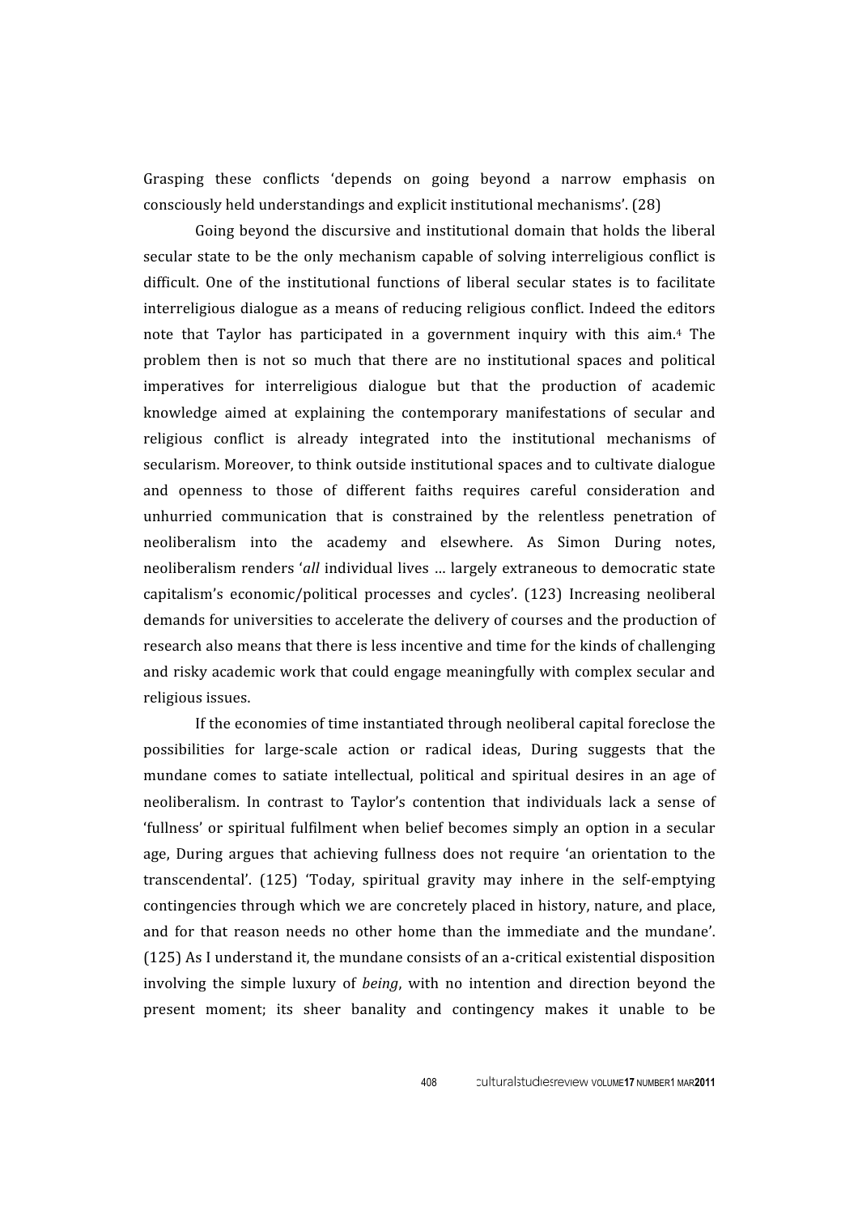Grasping these conflicts 'depends on going beyond a narrow emphasis on consciously held understandings and explicit institutional mechanisms'. (28)

Going beyond the discursive and institutional domain that holds the liberal secular state to be the only mechanism capable of solving interreligious conflict is difficult. One of the institutional functions of liberal secular states is to facilitate interreligious dialogue as a means of reducing religious conflict. Indeed the editors note that Taylor has participated in a government inquiry with this aim.[4] The problem then is not so much that there are no institutional spaces and political imperatives for interreligious dialogue but that the production of academic knowledge aimed at explaining the contemporary manifestations of secular and religious conflict is already integrated into the institutional mechanisms of secularism. Moreover, to think outside institutional spaces and to cultivate dialogue and openness to those of different faiths requires careful consideration and unhurried communication that is constrained by the relentless penetration of neoliberalism into the academy and elsewhere. As Simon During notes, neoliberalism renders '*all* individual lives … largely extraneous to democratic state capitalism's economic/political processes and cycles'. (123) Increasing neoliberal demands for universities to accelerate the delivery of courses and the production of research also means that there is less incentive and time for the kinds of challenging and risky academic work that could engage meaningfully with complex secular and religious issues.

If the economies of time instantiated through neoliberal capital foreclose the possibilities for large-scale action or radical ideas, During suggests that the mundane comes to satiate intellectual, political and spiritual desires in an age of neoliberalism. In contrast to Taylor's contention that individuals lack a sense of 'fullness' or spiritual fulfilment when belief becomes simply an option in a secular age, During argues that achieving fullness does not require 'an orientation to the transcendental'. (125) 'Today, spiritual gravity may inhere in the self-emptying contingencies through which we are concretely placed in history, nature, and place, and for that reason needs no other home than the immediate and the mundane'. (125) As I understand it, the mundane consists of an a-critical existential disposition involving the simple luxury of *being*, with no intention and direction beyond the present moment; its sheer banality and contingency makes it unable to be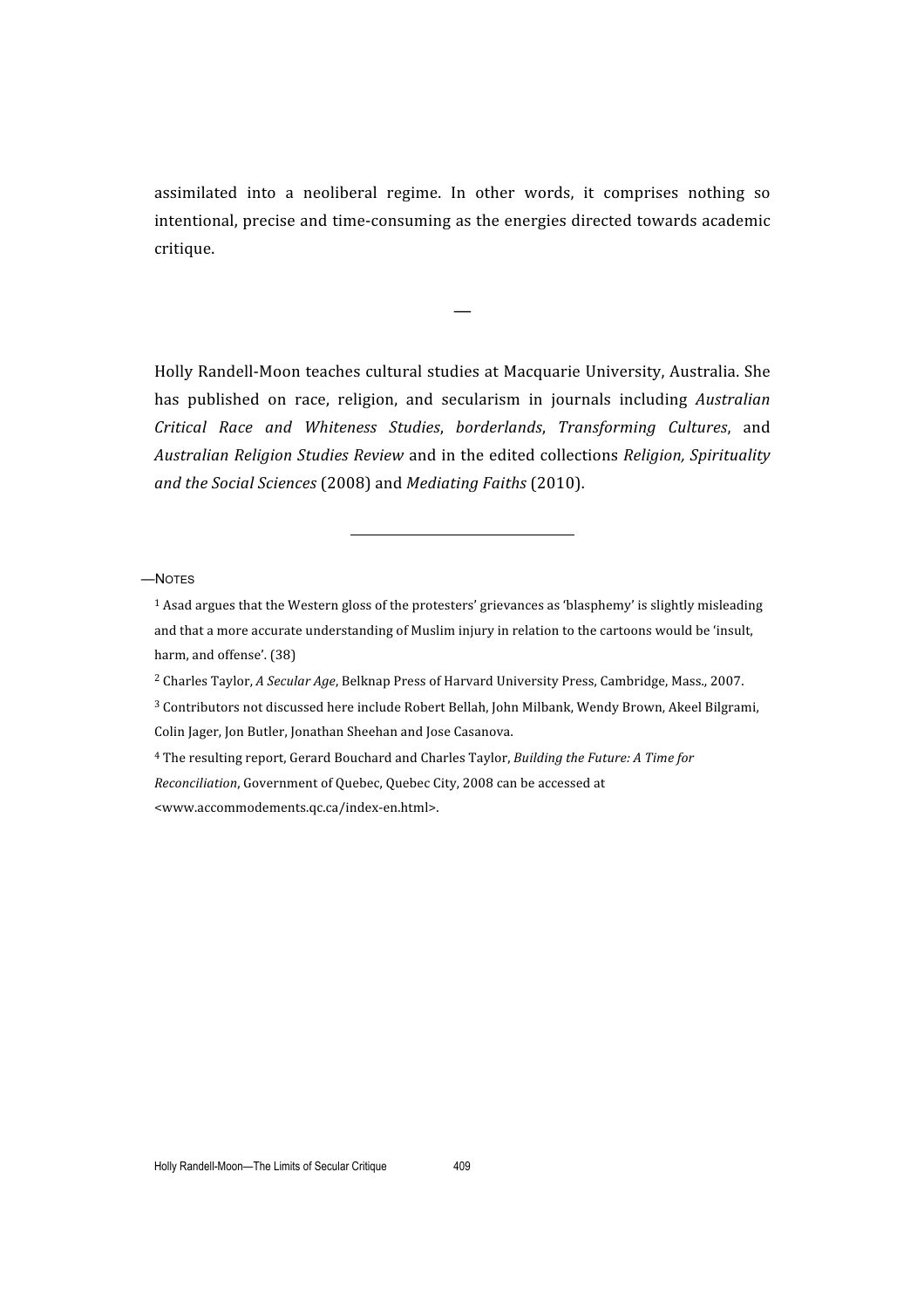assimilated into a neoliberal regime. In other words, it comprises nothing so intentional, precise and time-consuming as the energies directed towards academic critique.

—

Holly Randell-Moon teaches cultural studies at Macquarie University, Australia. She has published on race, religion, and secularism in journals including *Australian Critical Race and Whiteness Studies*, *borderlands*, *Transforming Cultures*, and *Australian Religion Studies Review* and in the edited collections *Religion, Spirituality and the Social Sciences* (2008) and *Mediating Faiths* (2010).

---

—NOTES

[1] Asad argues that the Western gloss of the protesters' grievances as 'blasphemy' is slightly misleading and that a more accurate understanding of Muslim injury in relation to the cartoons would be 'insult, harm, and offense'. (38)

[2] Charles Taylor, *A Secular Age*, Belknap Press of Harvard University Press, Cambridge, Mass., 2007.

[3] Contributors not discussed here include Robert Bellah, John Milbank, Wendy Brown, Akeel Bilgrami, Colin Jager, Jon Butler, Jonathan Sheehan and Jose Casanova.

[4] The resulting report, Gerard Bouchard and Charles Taylor, *Building the Future: A Time for Reconciliation*, Government of Quebec, Quebec City, 2008 can be accessed at <www.accommodements.qc.ca/index-en.html>.